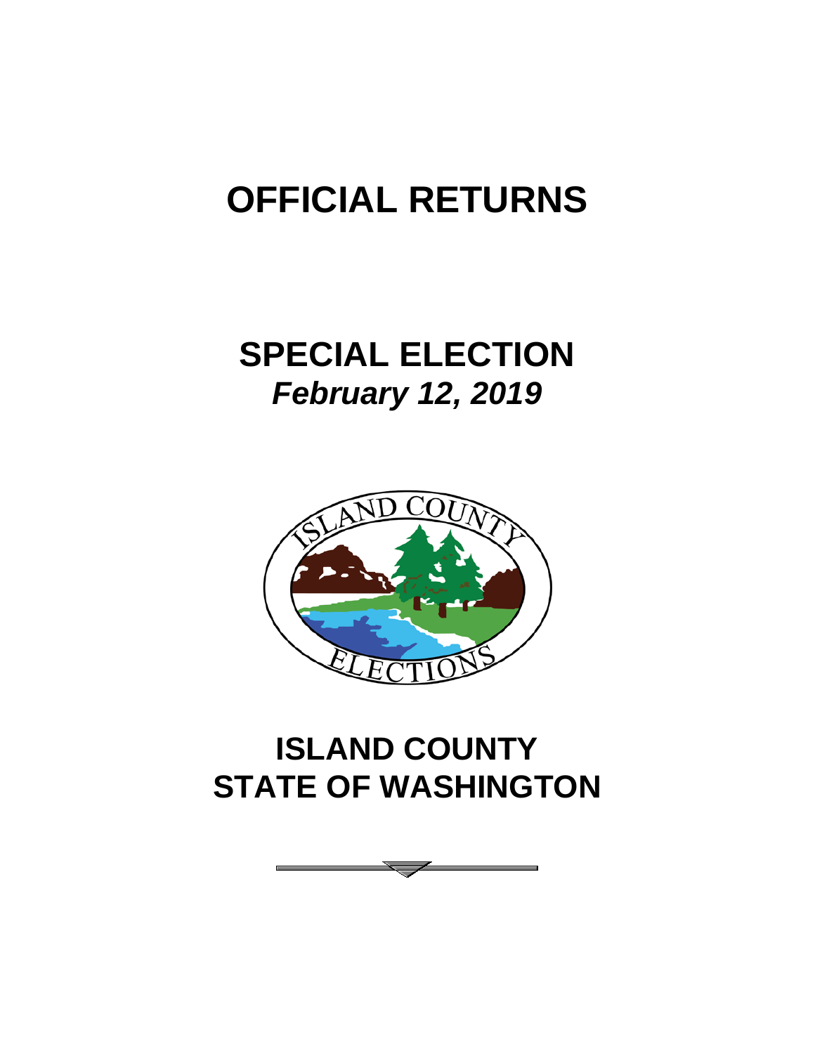# OFFICIAL RETURNS

## SPECIAL ELECTION

***February 12, 2019***

## ISLAND COUNTY
## STATE OF WASHINGTON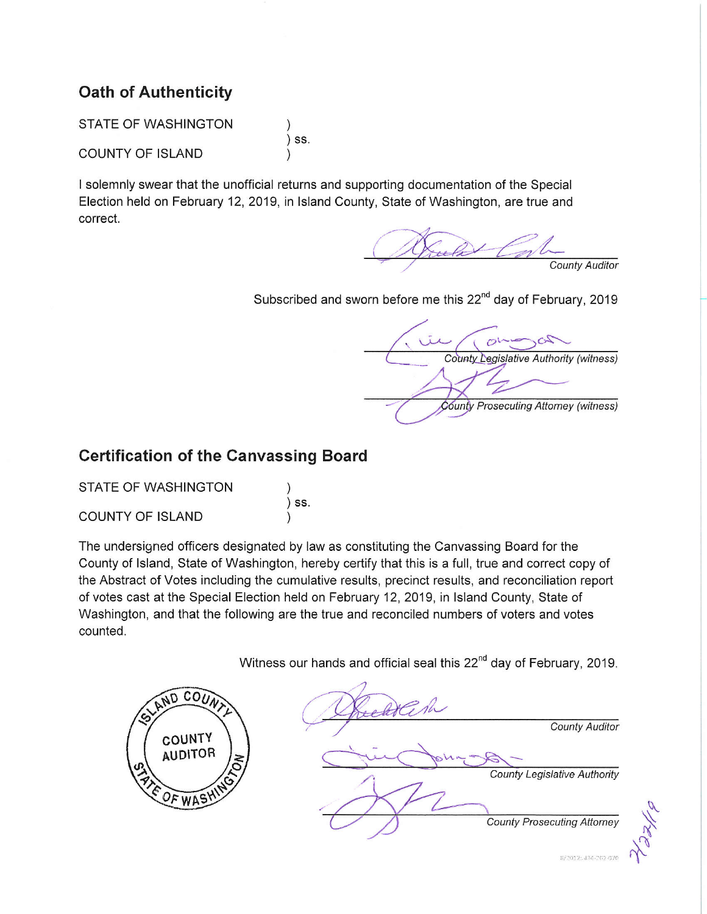## Oath of Authenticity

STATE OF WASHINGTON )
) ss.
COUNTY OF ISLAND )

I solemnly swear that the unofficial returns and supporting documentation of the Special Election held on February 12, 2019, in Island County, State of Washington, are true and correct.

*County Auditor*

Subscribed and sworn before me this 22nd day of February, 2019

*County Legislative Authority (witness)*

*County Prosecuting Attorney (witness)*

## Certification of the Canvassing Board

STATE OF WASHINGTON )
) ss.
COUNTY OF ISLAND )

The undersigned officers designated by law as constituting the Canvassing Board for the County of Island, State of Washington, hereby certify that this is a full, true and correct copy of the Abstract of Votes including the cumulative results, precinct results, and reconciliation report of votes cast at the Special Election held on February 12, 2019, in Island County, State of Washington, and that the following are the true and reconciled numbers of voters and votes counted.

Witness our hands and official seal this 22nd day of February, 2019.

ISLAND COUNTY COUNTY AUDITOR STATE OF WASHINGTON

*County Auditor*

*County Legislative Authority*

*County Prosecuting Attorney*

2/22/19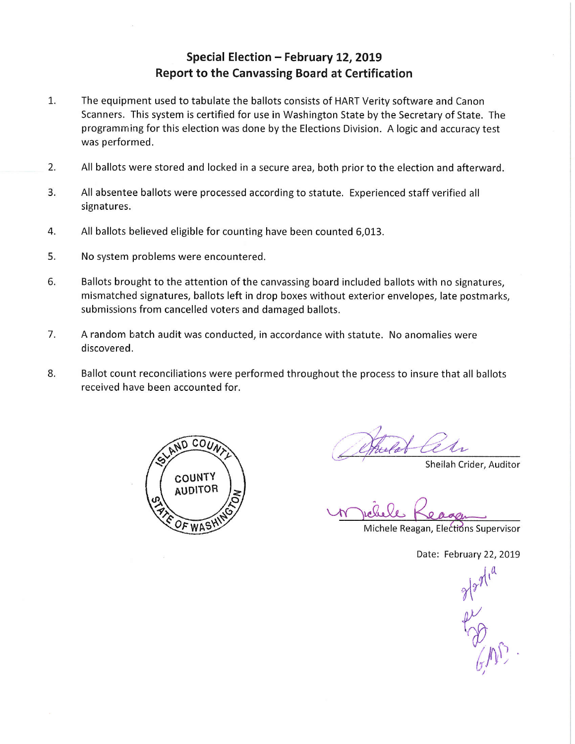## Special Election – February 12, 2019
## Report to the Canvassing Board at Certification

1. The equipment used to tabulate the ballots consists of HART Verity software and Canon Scanners. This system is certified for use in Washington State by the Secretary of State. The programming for this election was done by the Elections Division. A logic and accuracy test was performed.

2. All ballots were stored and locked in a secure area, both prior to the election and afterward.

3. All absentee ballots were processed according to statute. Experienced staff verified all signatures.

4. All ballots believed eligible for counting have been counted 6,013.

5. No system problems were encountered.

6. Ballots brought to the attention of the canvassing board included ballots with no signatures, mismatched signatures, ballots left in drop boxes without exterior envelopes, late postmarks, submissions from cancelled voters and damaged ballots.

7. A random batch audit was conducted, in accordance with statute. No anomalies were discovered.

8. Ballot count reconciliations were performed throughout the process to insure that all ballots received have been accounted for.

ISLAND COUNTY
COUNTY AUDITOR
STATE OF WASHINGTON

Sheilah Crider, Auditor

Michele Reagan, Elections Supervisor

Date: February 22, 2019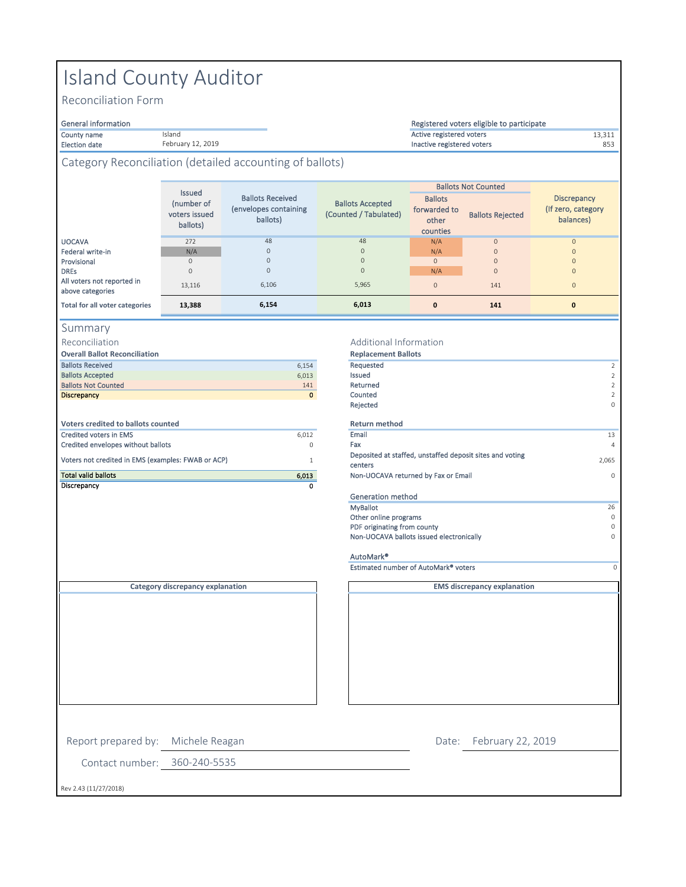# Island County Auditor

## Reconciliation Form

| General information | |
|---|---|
| County name | Island |
| Election date | February 12, 2019 |

| Registered voters eligible to participate | |
|---|---|
| Active registered voters | 13,311 |
| Inactive registered voters | 853 |

## Category Reconciliation (detailed accounting of ballots)

| | Issued (number of voters issued ballots) | Ballots Received (envelopes containing ballots) | Ballots Accepted (Counted / Tabulated) | Ballots Not Counted | | Discrepancy (If zero, category balances) |
|---|---|---|---|---|---|---|
| | | | | Ballots forwarded to other counties | Ballots Rejected | |
| UOCAVA | 272 | 48 | 48 | N/A | 0 | 0 |
| Federal write-in | N/A | 0 | 0 | N/A | 0 | 0 |
| Provisional | 0 | 0 | 0 | 0 | 0 | 0 |
| DREs | 0 | 0 | 0 | N/A | 0 | 0 |
| All voters not reported in above categories | 13,116 | 6,106 | 5,965 | 0 | 141 | 0 |
| **Total for all voter categories** | **13,388** | **6,154** | **6,013** | **0** | **141** | **0** |

## Summary

### Reconciliation

| **Overall Ballot Reconciliation** | |
|---|---|
| Ballots Received | 6,154 |
| Ballots Accepted | 6,013 |
| Ballots Not Counted | 141 |
| **Discrepancy** | **0** |

| **Voters credited to ballots counted** | |
|---|---|
| Credited voters in EMS | 6,012 |
| Credited envelopes without ballots | 0 |
| Voters not credited in EMS (examples: FWAB or ACP) | 1 |
| **Total valid ballots** | **6,013** |
| **Discrepancy** | **0** |

### Additional Information

| **Replacement Ballots** | |
|---|---|
| Requested | 2 |
| Issued | 2 |
| Returned | 2 |
| Counted | 2 |
| Rejected | 0 |

| **Return method** | |
|---|---|
| Email | 13 |
| Fax | 4 |
| Deposited at staffed, unstaffed deposit sites and voting centers | 2,065 |
| Non-UOCAVA returned by Fax or Email | 0 |

| Generation method | |
|---|---|
| MyBallot | 26 |
| Other online programs | 0 |
| PDF originating from county | 0 |
| Non-UOCAVA ballots issued electronically | 0 |

| AutoMark® | |
|---|---|
| Estimated number of AutoMark® voters | 0 |

**Category discrepancy explanation**

**EMS discrepancy explanation**

Report prepared by: Michele Reagan

Date: February 22, 2019

Contact number: 360-240-5535

Rev 2.43 (11/27/2018)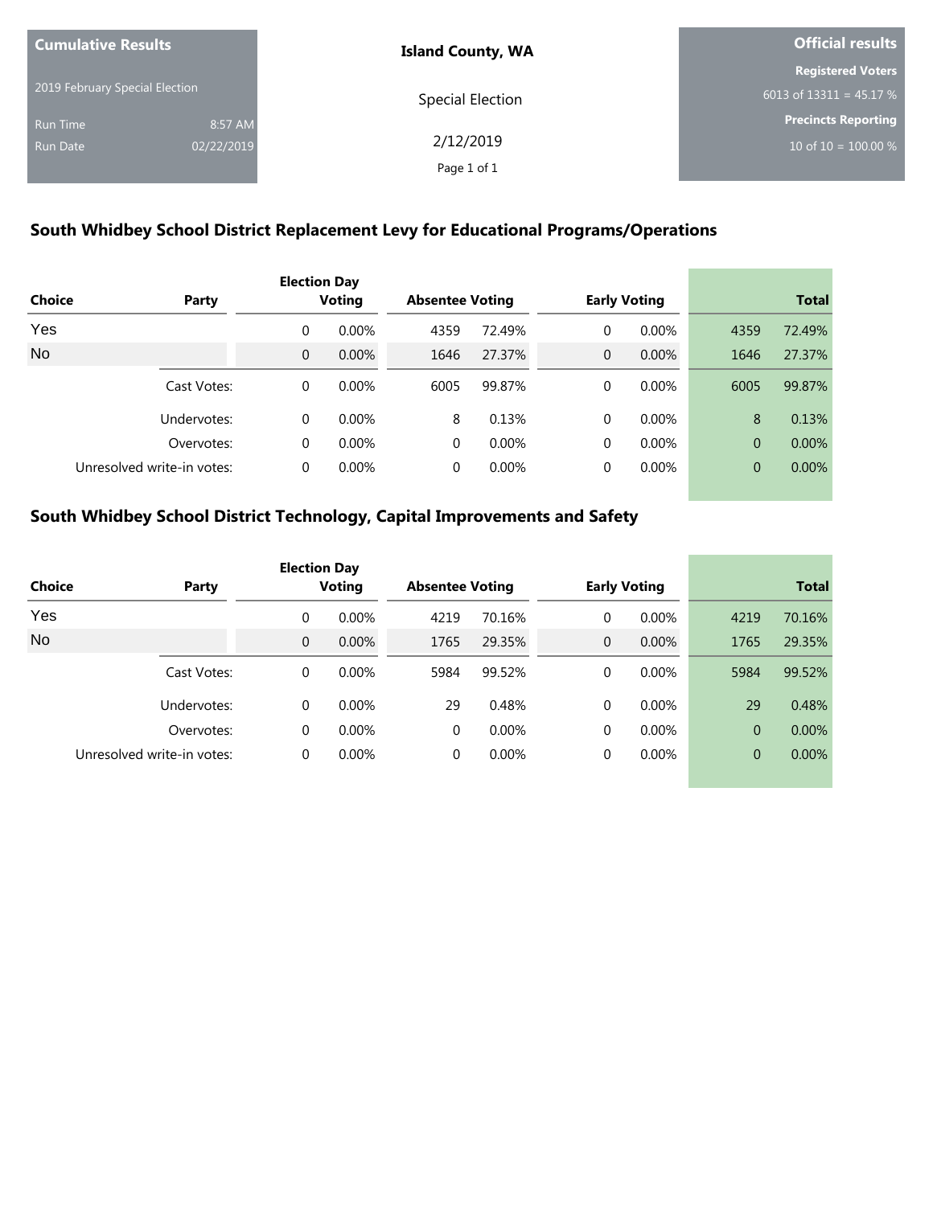**Cumulative Results**

2019 February Special Election

Run Time 8:57 AM

Run Date 02/22/2019

**Island County, WA**

Special Election

2/12/2019

**Official results**

**Registered Voters**

6013 of 13311 = 45.17 %

**Precincts Reporting**

10 of 10 = 100.00 %

## South Whidbey School District Replacement Levy for Educational Programs/Operations

| Choice | Party | Election Day Voting | | Absentee Voting | | Early Voting | | Total | |
|---|---|---|---|---|---|---|---|---|---|
| Yes | | 0 | 0.00% | 4359 | 72.49% | 0 | 0.00% | 4359 | 72.49% |
| No | | 0 | 0.00% | 1646 | 27.37% | 0 | 0.00% | 1646 | 27.37% |
| | Cast Votes: | 0 | 0.00% | 6005 | 99.87% | 0 | 0.00% | 6005 | 99.87% |
| | Undervotes: | 0 | 0.00% | 8 | 0.13% | 0 | 0.00% | 8 | 0.13% |
| | Overvotes: | 0 | 0.00% | 0 | 0.00% | 0 | 0.00% | 0 | 0.00% |
| | Unresolved write-in votes: | 0 | 0.00% | 0 | 0.00% | 0 | 0.00% | 0 | 0.00% |

## South Whidbey School District Technology, Capital Improvements and Safety

| Choice | Party | Election Day Voting | | Absentee Voting | | Early Voting | | Total | |
|---|---|---|---|---|---|---|---|---|---|
| Yes | | 0 | 0.00% | 4219 | 70.16% | 0 | 0.00% | 4219 | 70.16% |
| No | | 0 | 0.00% | 1765 | 29.35% | 0 | 0.00% | 1765 | 29.35% |
| | Cast Votes: | 0 | 0.00% | 5984 | 99.52% | 0 | 0.00% | 5984 | 99.52% |
| | Undervotes: | 0 | 0.00% | 29 | 0.48% | 0 | 0.00% | 29 | 0.48% |
| | Overvotes: | 0 | 0.00% | 0 | 0.00% | 0 | 0.00% | 0 | 0.00% |
| | Unresolved write-in votes: | 0 | 0.00% | 0 | 0.00% | 0 | 0.00% | 0 | 0.00% |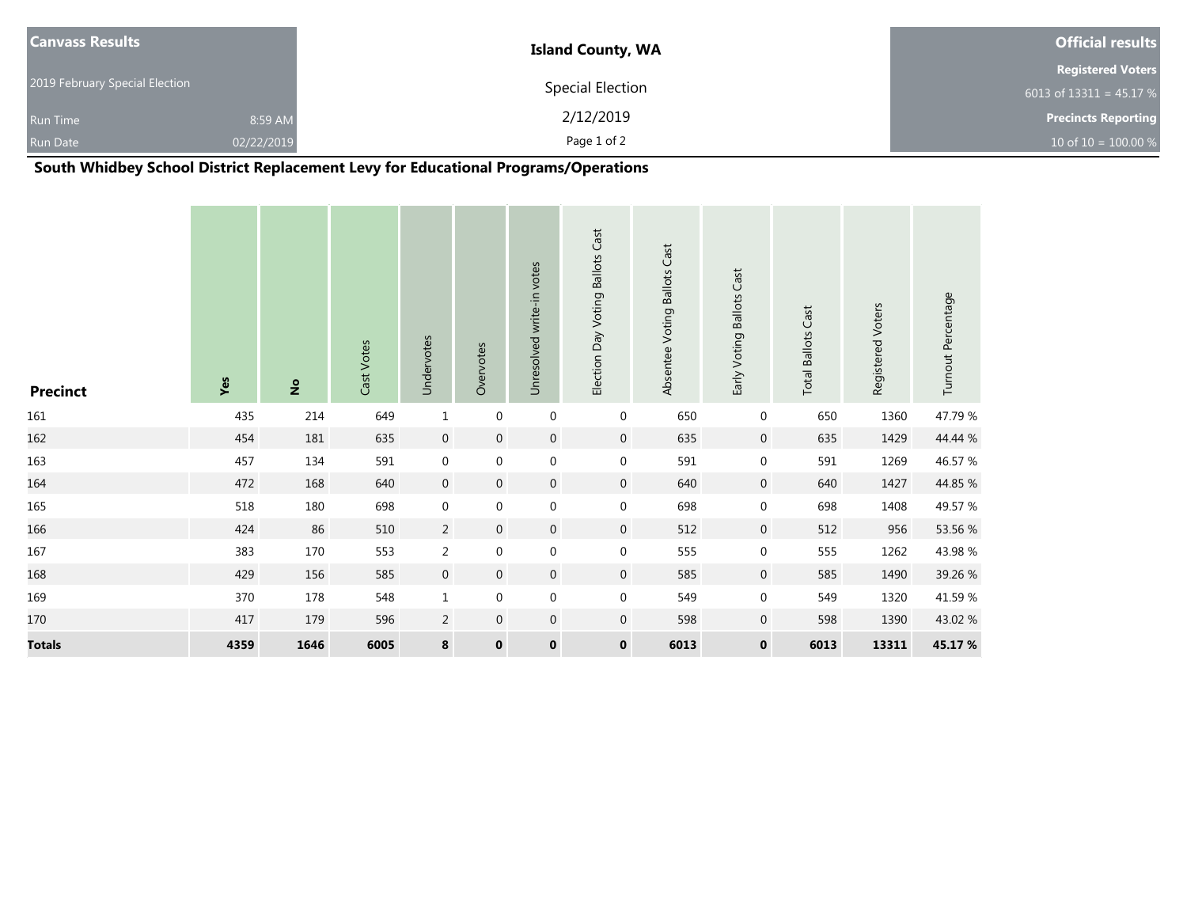| Canvass Results | | Island County, WA | Official results |
|---|---|---|---|
| 2019 February Special Election | | Special Election | Registered Voters |
| | | | 6013 of 13311 = 45.17 % |
| Run Time | 8:59 AM | 2/12/2019 | Precincts Reporting |
| Run Date | 02/22/2019 | | 10 of 10 = 100.00 % |

## South Whidbey School District Replacement Levy for Educational Programs/Operations

| Precinct | Yes | No | Cast Votes | Undervotes | Overvotes | Unresolved write-in votes | Election Day Voting Ballots Cast | Absentee Voting Ballots Cast | Early Voting Ballots Cast | Total Ballots Cast | Registered Voters | Turnout Percentage |
|---|---|---|---|---|---|---|---|---|---|---|---|---|
| 161 | 435 | 214 | 649 | 1 | 0 | 0 | 0 | 650 | 0 | 650 | 1360 | 47.79 % |
| 162 | 454 | 181 | 635 | 0 | 0 | 0 | 0 | 635 | 0 | 635 | 1429 | 44.44 % |
| 163 | 457 | 134 | 591 | 0 | 0 | 0 | 0 | 591 | 0 | 591 | 1269 | 46.57 % |
| 164 | 472 | 168 | 640 | 0 | 0 | 0 | 0 | 640 | 0 | 640 | 1427 | 44.85 % |
| 165 | 518 | 180 | 698 | 0 | 0 | 0 | 0 | 698 | 0 | 698 | 1408 | 49.57 % |
| 166 | 424 | 86 | 510 | 2 | 0 | 0 | 0 | 512 | 0 | 512 | 956 | 53.56 % |
| 167 | 383 | 170 | 553 | 2 | 0 | 0 | 0 | 555 | 0 | 555 | 1262 | 43.98 % |
| 168 | 429 | 156 | 585 | 0 | 0 | 0 | 0 | 585 | 0 | 585 | 1490 | 39.26 % |
| 169 | 370 | 178 | 548 | 1 | 0 | 0 | 0 | 549 | 0 | 549 | 1320 | 41.59 % |
| 170 | 417 | 179 | 596 | 2 | 0 | 0 | 0 | 598 | 0 | 598 | 1390 | 43.02 % |
| **Totals** | **4359** | **1646** | **6005** | **8** | **0** | **0** | **0** | **6013** | **0** | **6013** | **13311** | **45.17 %** |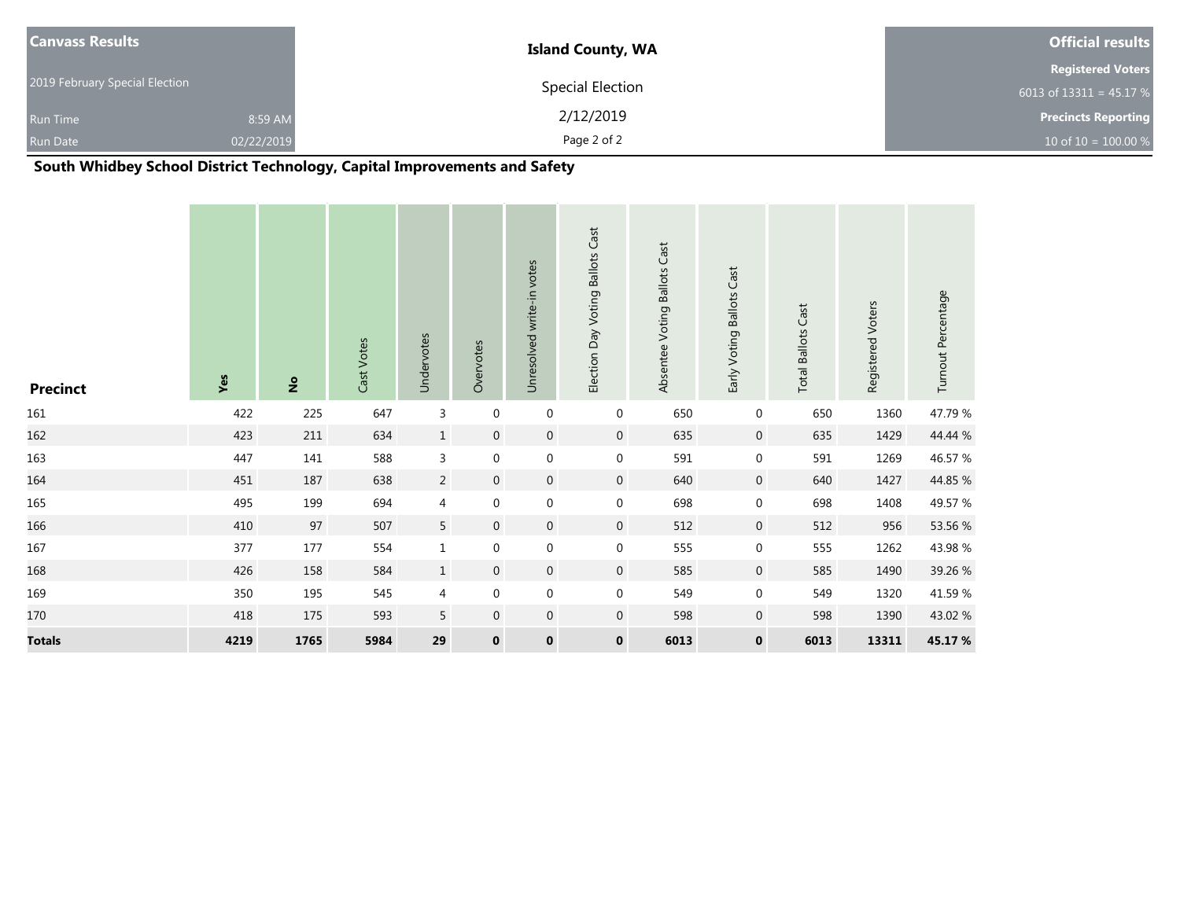| Canvass Results | Island County, WA | Official results |
|---|---|---|
| 2019 February Special Election | Special Election | Registered Voters |
| Run Time 8:59 AM | 2/12/2019 | 6013 of 13311 = 45.17 % |
| Run Date 02/22/2019 | | Precincts Reporting |
| | | 10 of 10 = 100.00 % |

## South Whidbey School District Technology, Capital Improvements and Safety

| Precinct | Yes | No | Cast Votes | Undervotes | Overvotes | Unresolved write-in votes | Election Day Voting Ballots Cast | Absentee Voting Ballots Cast | Early Voting Ballots Cast | Total Ballots Cast | Registered Voters | Turnout Percentage |
|---|---|---|---|---|---|---|---|---|---|---|---|---|
| 161 | 422 | 225 | 647 | 3 | 0 | 0 | 0 | 650 | 0 | 650 | 1360 | 47.79 % |
| 162 | 423 | 211 | 634 | 1 | 0 | 0 | 0 | 635 | 0 | 635 | 1429 | 44.44 % |
| 163 | 447 | 141 | 588 | 3 | 0 | 0 | 0 | 591 | 0 | 591 | 1269 | 46.57 % |
| 164 | 451 | 187 | 638 | 2 | 0 | 0 | 0 | 640 | 0 | 640 | 1427 | 44.85 % |
| 165 | 495 | 199 | 694 | 4 | 0 | 0 | 0 | 698 | 0 | 698 | 1408 | 49.57 % |
| 166 | 410 | 97 | 507 | 5 | 0 | 0 | 0 | 512 | 0 | 512 | 956 | 53.56 % |
| 167 | 377 | 177 | 554 | 1 | 0 | 0 | 0 | 555 | 0 | 555 | 1262 | 43.98 % |
| 168 | 426 | 158 | 584 | 1 | 0 | 0 | 0 | 585 | 0 | 585 | 1490 | 39.26 % |
| 169 | 350 | 195 | 545 | 4 | 0 | 0 | 0 | 549 | 0 | 549 | 1320 | 41.59 % |
| 170 | 418 | 175 | 593 | 5 | 0 | 0 | 0 | 598 | 0 | 598 | 1390 | 43.02 % |
| **Totals** | **4219** | **1765** | **5984** | **29** | **0** | **0** | **0** | **6013** | **0** | **6013** | **13311** | **45.17 %** |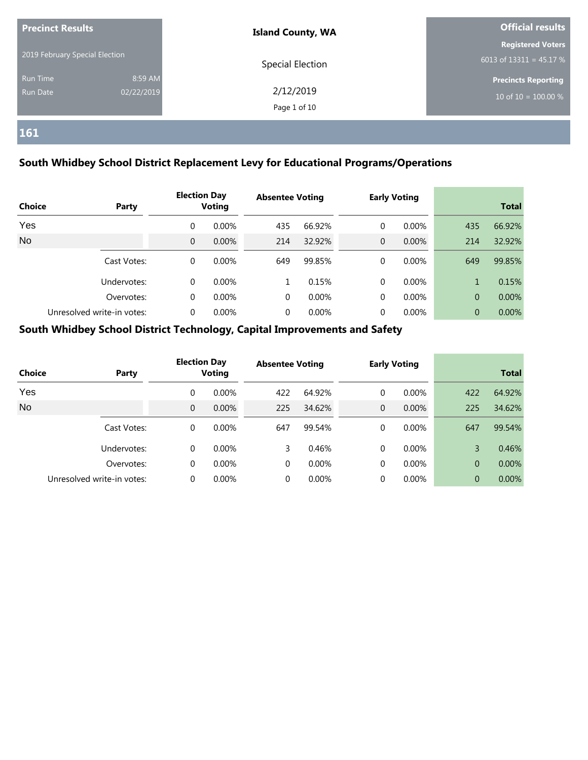**Precinct Results**

2019 February Special Election

Run Time 8:59 AM
Run Date 02/22/2019

**Island County, WA**

Special Election

2/12/2019

**Official results**

**Registered Voters**
6013 of 13311 = 45.17 %

**Precincts Reporting**
10 of 10 = 100.00 %

## 161

### South Whidbey School District Replacement Levy for Educational Programs/Operations

| Choice | Party | Election Day Voting | | Absentee Voting | | Early Voting | | Total | |
|---|---|---|---|---|---|---|---|---|---|
| Yes | | 0 | 0.00% | 435 | 66.92% | 0 | 0.00% | 435 | 66.92% |
| No | | 0 | 0.00% | 214 | 32.92% | 0 | 0.00% | 214 | 32.92% |
| | Cast Votes: | 0 | 0.00% | 649 | 99.85% | 0 | 0.00% | 649 | 99.85% |
| | Undervotes: | 0 | 0.00% | 1 | 0.15% | 0 | 0.00% | 1 | 0.15% |
| | Overvotes: | 0 | 0.00% | 0 | 0.00% | 0 | 0.00% | 0 | 0.00% |
| | Unresolved write-in votes: | 0 | 0.00% | 0 | 0.00% | 0 | 0.00% | 0 | 0.00% |

### South Whidbey School District Technology, Capital Improvements and Safety

| Choice | Party | Election Day Voting | | Absentee Voting | | Early Voting | | Total | |
|---|---|---|---|---|---|---|---|---|---|
| Yes | | 0 | 0.00% | 422 | 64.92% | 0 | 0.00% | 422 | 64.92% |
| No | | 0 | 0.00% | 225 | 34.62% | 0 | 0.00% | 225 | 34.62% |
| | Cast Votes: | 0 | 0.00% | 647 | 99.54% | 0 | 0.00% | 647 | 99.54% |
| | Undervotes: | 0 | 0.00% | 3 | 0.46% | 0 | 0.00% | 3 | 0.46% |
| | Overvotes: | 0 | 0.00% | 0 | 0.00% | 0 | 0.00% | 0 | 0.00% |
| | Unresolved write-in votes: | 0 | 0.00% | 0 | 0.00% | 0 | 0.00% | 0 | 0.00% |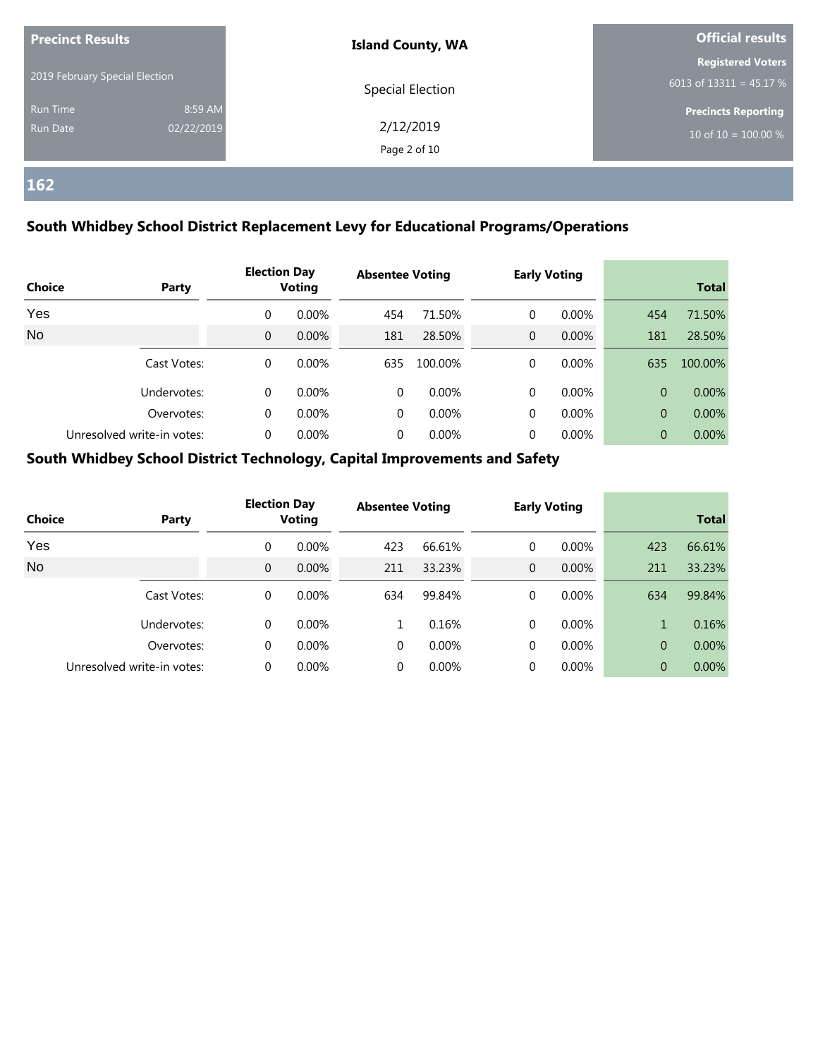| Precinct Results | Island County, WA | Official results |
|---|---|---|
| 2019 February Special Election | Special Election | Registered Voters 6013 of 13311 = 45.17 % |
| Run Time 8:59 AM | 2/12/2019 | Precincts Reporting |
| Run Date 02/22/2019 | | 10 of 10 = 100.00 % |

## 162

### South Whidbey School District Replacement Levy for Educational Programs/Operations

| Choice | Party | Election Day Voting | | Absentee Voting | | Early Voting | | Total | |
|---|---|---|---|---|---|---|---|---|---|
| Yes | | 0 | 0.00% | 454 | 71.50% | 0 | 0.00% | 454 | 71.50% |
| No | | 0 | 0.00% | 181 | 28.50% | 0 | 0.00% | 181 | 28.50% |
| | Cast Votes: | 0 | 0.00% | 635 | 100.00% | 0 | 0.00% | 635 | 100.00% |
| | Undervotes: | 0 | 0.00% | 0 | 0.00% | 0 | 0.00% | 0 | 0.00% |
| | Overvotes: | 0 | 0.00% | 0 | 0.00% | 0 | 0.00% | 0 | 0.00% |
| | Unresolved write-in votes: | 0 | 0.00% | 0 | 0.00% | 0 | 0.00% | 0 | 0.00% |

### South Whidbey School District Technology, Capital Improvements and Safety

| Choice | Party | Election Day Voting | | Absentee Voting | | Early Voting | | Total | |
|---|---|---|---|---|---|---|---|---|---|
| Yes | | 0 | 0.00% | 423 | 66.61% | 0 | 0.00% | 423 | 66.61% |
| No | | 0 | 0.00% | 211 | 33.23% | 0 | 0.00% | 211 | 33.23% |
| | Cast Votes: | 0 | 0.00% | 634 | 99.84% | 0 | 0.00% | 634 | 99.84% |
| | Undervotes: | 0 | 0.00% | 1 | 0.16% | 0 | 0.00% | 1 | 0.16% |
| | Overvotes: | 0 | 0.00% | 0 | 0.00% | 0 | 0.00% | 0 | 0.00% |
| | Unresolved write-in votes: | 0 | 0.00% | 0 | 0.00% | 0 | 0.00% | 0 | 0.00% |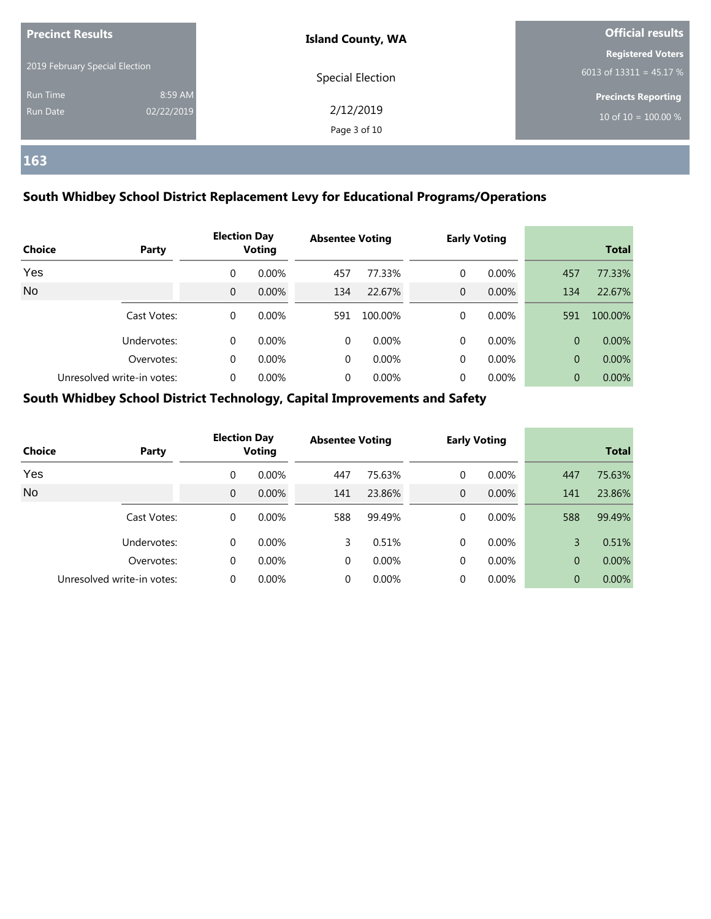| Precinct Results | Island County, WA | Official results |
| --- | --- | --- |
| 2019 February Special Election | Special Election | Registered Voters 6013 of 13311 = 45.17 % |
| Run Time 8:59 AM | 2/12/2019 | Precincts Reporting |
| Run Date 02/22/2019 | | 10 of 10 = 100.00 % |

## 163

### South Whidbey School District Replacement Levy for Educational Programs/Operations

| Choice | Party | Election Day Voting | | Absentee Voting | | Early Voting | | Total | |
| --- | --- | --- | --- | --- | --- | --- | --- | --- | --- |
| Yes | | 0 | 0.00% | 457 | 77.33% | 0 | 0.00% | 457 | 77.33% |
| No | | 0 | 0.00% | 134 | 22.67% | 0 | 0.00% | 134 | 22.67% |
| | Cast Votes: | 0 | 0.00% | 591 | 100.00% | 0 | 0.00% | 591 | 100.00% |
| | Undervotes: | 0 | 0.00% | 0 | 0.00% | 0 | 0.00% | 0 | 0.00% |
| | Overvotes: | 0 | 0.00% | 0 | 0.00% | 0 | 0.00% | 0 | 0.00% |
| | Unresolved write-in votes: | 0 | 0.00% | 0 | 0.00% | 0 | 0.00% | 0 | 0.00% |

### South Whidbey School District Technology, Capital Improvements and Safety

| Choice | Party | Election Day Voting | | Absentee Voting | | Early Voting | | Total | |
| --- | --- | --- | --- | --- | --- | --- | --- | --- | --- |
| Yes | | 0 | 0.00% | 447 | 75.63% | 0 | 0.00% | 447 | 75.63% |
| No | | 0 | 0.00% | 141 | 23.86% | 0 | 0.00% | 141 | 23.86% |
| | Cast Votes: | 0 | 0.00% | 588 | 99.49% | 0 | 0.00% | 588 | 99.49% |
| | Undervotes: | 0 | 0.00% | 3 | 0.51% | 0 | 0.00% | 3 | 0.51% |
| | Overvotes: | 0 | 0.00% | 0 | 0.00% | 0 | 0.00% | 0 | 0.00% |
| | Unresolved write-in votes: | 0 | 0.00% | 0 | 0.00% | 0 | 0.00% | 0 | 0.00% |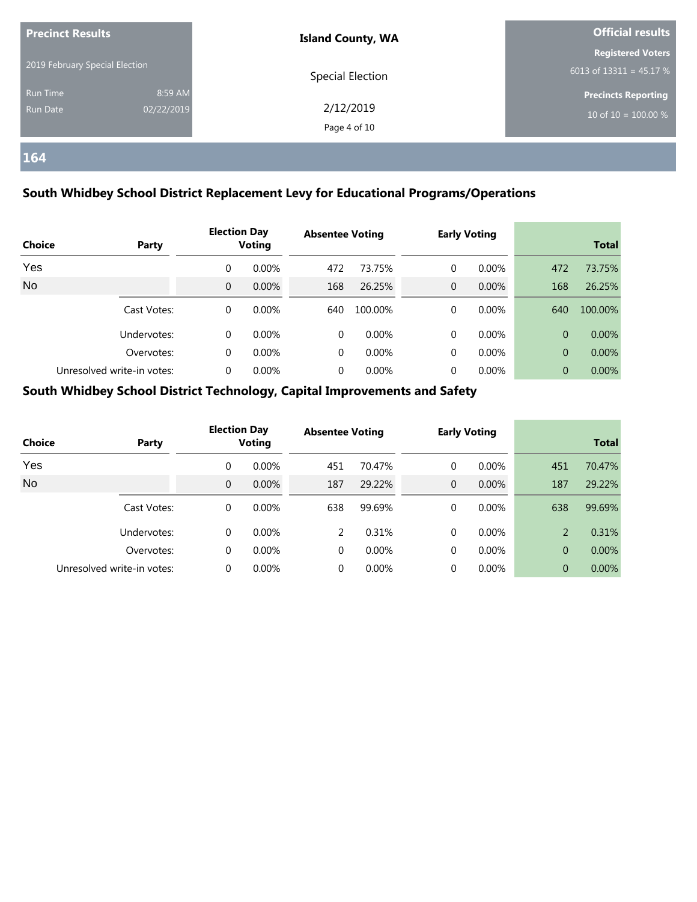| Precinct Results | | Island County, WA | Official results |
|---|---|---|---|
| 2019 February Special Election | | Special Election | Registered Voters 6013 of 13311 = 45.17 % |
| Run Time | 8:59 AM | 2/12/2019 | Precincts Reporting |
| Run Date | 02/22/2019 | | 10 of 10 = 100.00 % |

## 164

### South Whidbey School District Replacement Levy for Educational Programs/Operations

| Choice | Party | Election Day Voting | | Absentee Voting | | Early Voting | | Total | |
|---|---|---|---|---|---|---|---|---|---|
| Yes | | 0 | 0.00% | 472 | 73.75% | 0 | 0.00% | 472 | 73.75% |
| No | | 0 | 0.00% | 168 | 26.25% | 0 | 0.00% | 168 | 26.25% |
| | Cast Votes: | 0 | 0.00% | 640 | 100.00% | 0 | 0.00% | 640 | 100.00% |
| | Undervotes: | 0 | 0.00% | 0 | 0.00% | 0 | 0.00% | 0 | 0.00% |
| | Overvotes: | 0 | 0.00% | 0 | 0.00% | 0 | 0.00% | 0 | 0.00% |
| | Unresolved write-in votes: | 0 | 0.00% | 0 | 0.00% | 0 | 0.00% | 0 | 0.00% |

### South Whidbey School District Technology, Capital Improvements and Safety

| Choice | Party | Election Day Voting | | Absentee Voting | | Early Voting | | Total | |
|---|---|---|---|---|---|---|---|---|---|
| Yes | | 0 | 0.00% | 451 | 70.47% | 0 | 0.00% | 451 | 70.47% |
| No | | 0 | 0.00% | 187 | 29.22% | 0 | 0.00% | 187 | 29.22% |
| | Cast Votes: | 0 | 0.00% | 638 | 99.69% | 0 | 0.00% | 638 | 99.69% |
| | Undervotes: | 0 | 0.00% | 2 | 0.31% | 0 | 0.00% | 2 | 0.31% |
| | Overvotes: | 0 | 0.00% | 0 | 0.00% | 0 | 0.00% | 0 | 0.00% |
| | Unresolved write-in votes: | 0 | 0.00% | 0 | 0.00% | 0 | 0.00% | 0 | 0.00% |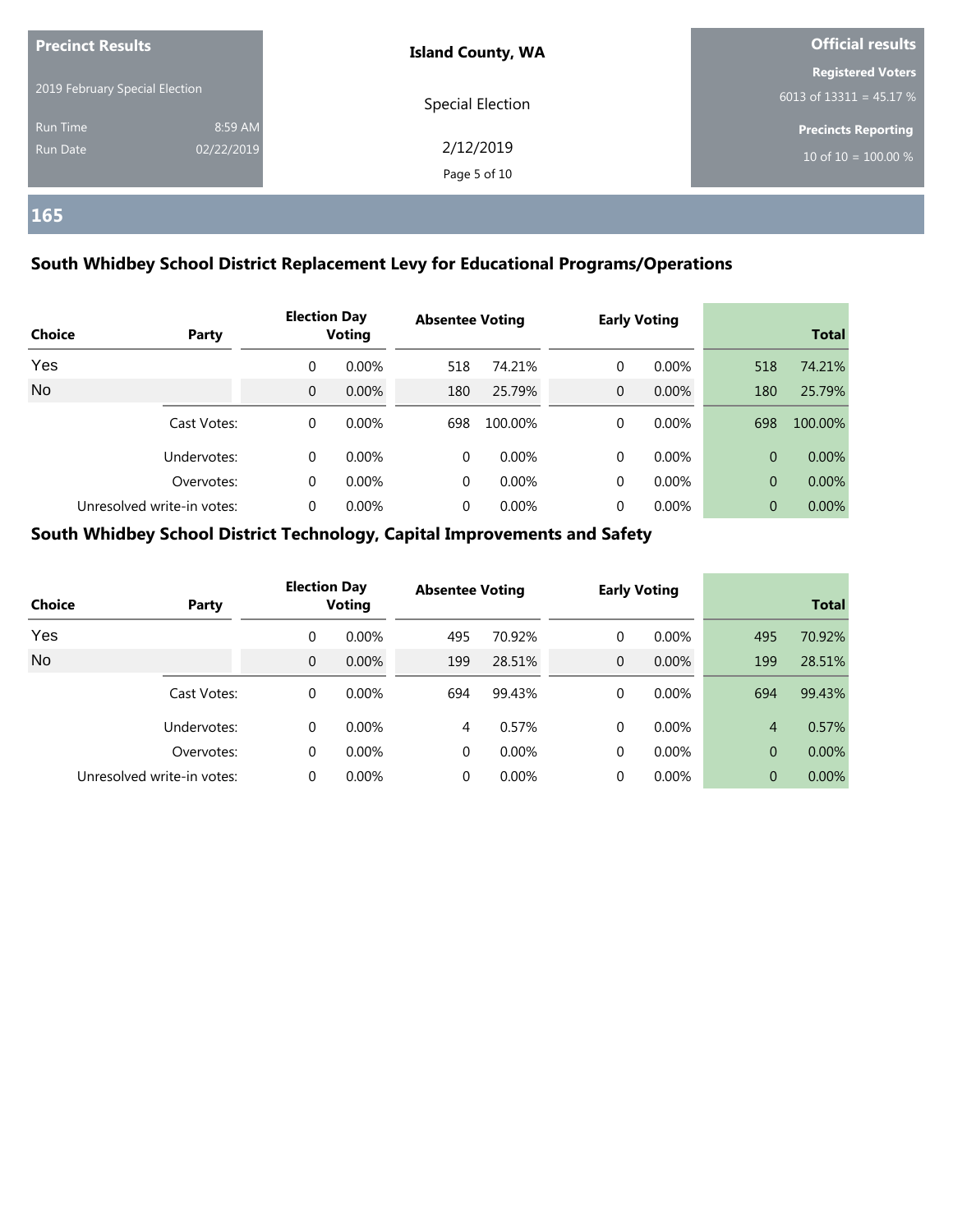**Precinct Results**

2019 February Special Election

Run Time 8:59 AM
Run Date 02/22/2019

**Island County, WA**

Special Election

2/12/2019

**Official results**

**Registered Voters**
6013 of 13311 = 45.17 %

**Precincts Reporting**
10 of 10 = 100.00 %

## 165

### South Whidbey School District Replacement Levy for Educational Programs/Operations

| Choice | Party | Election Day Voting | | Absentee Voting | | Early Voting | | Total | |
|---|---|---|---|---|---|---|---|---|---|
| Yes | | 0 | 0.00% | 518 | 74.21% | 0 | 0.00% | 518 | 74.21% |
| No | | 0 | 0.00% | 180 | 25.79% | 0 | 0.00% | 180 | 25.79% |
| | Cast Votes: | 0 | 0.00% | 698 | 100.00% | 0 | 0.00% | 698 | 100.00% |
| | Undervotes: | 0 | 0.00% | 0 | 0.00% | 0 | 0.00% | 0 | 0.00% |
| | Overvotes: | 0 | 0.00% | 0 | 0.00% | 0 | 0.00% | 0 | 0.00% |
| | Unresolved write-in votes: | 0 | 0.00% | 0 | 0.00% | 0 | 0.00% | 0 | 0.00% |

### South Whidbey School District Technology, Capital Improvements and Safety

| Choice | Party | Election Day Voting | | Absentee Voting | | Early Voting | | Total | |
|---|---|---|---|---|---|---|---|---|---|
| Yes | | 0 | 0.00% | 495 | 70.92% | 0 | 0.00% | 495 | 70.92% |
| No | | 0 | 0.00% | 199 | 28.51% | 0 | 0.00% | 199 | 28.51% |
| | Cast Votes: | 0 | 0.00% | 694 | 99.43% | 0 | 0.00% | 694 | 99.43% |
| | Undervotes: | 0 | 0.00% | 4 | 0.57% | 0 | 0.00% | 4 | 0.57% |
| | Overvotes: | 0 | 0.00% | 0 | 0.00% | 0 | 0.00% | 0 | 0.00% |
| | Unresolved write-in votes: | 0 | 0.00% | 0 | 0.00% | 0 | 0.00% | 0 | 0.00% |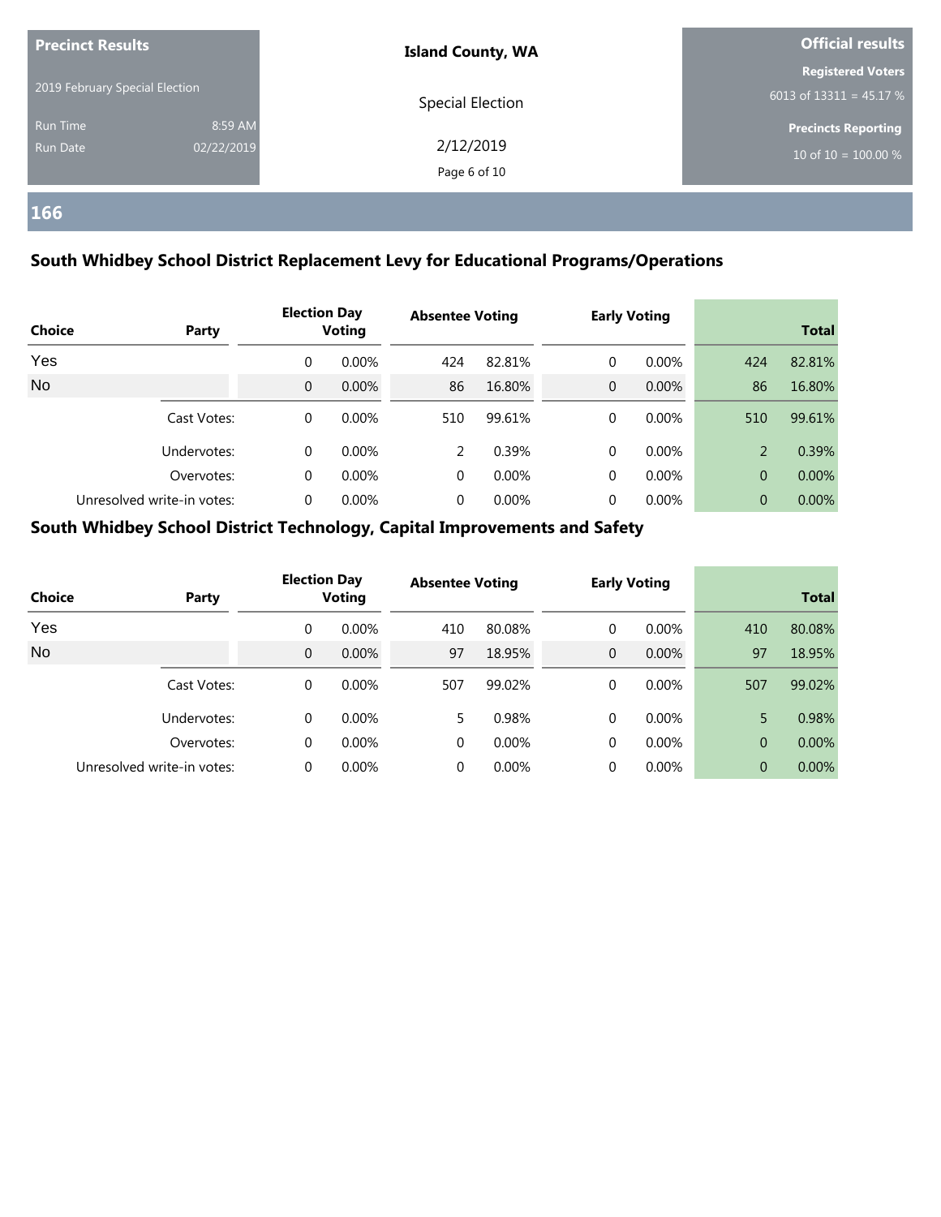## 166

### South Whidbey School District Replacement Levy for Educational Programs/Operations

| Choice | Party | Election Day Voting | | Absentee Voting | | Early Voting | | Total | |
|---|---|---|---|---|---|---|---|---|---|
| Yes | | 0 | 0.00% | 424 | 82.81% | 0 | 0.00% | 424 | 82.81% |
| No | | 0 | 0.00% | 86 | 16.80% | 0 | 0.00% | 86 | 16.80% |
| | Cast Votes: | 0 | 0.00% | 510 | 99.61% | 0 | 0.00% | 510 | 99.61% |
| | Undervotes: | 0 | 0.00% | 2 | 0.39% | 0 | 0.00% | 2 | 0.39% |
| | Overvotes: | 0 | 0.00% | 0 | 0.00% | 0 | 0.00% | 0 | 0.00% |
| | Unresolved write-in votes: | 0 | 0.00% | 0 | 0.00% | 0 | 0.00% | 0 | 0.00% |

### South Whidbey School District Technology, Capital Improvements and Safety

| Choice | Party | Election Day Voting | | Absentee Voting | | Early Voting | | Total | |
|---|---|---|---|---|---|---|---|---|---|
| Yes | | 0 | 0.00% | 410 | 80.08% | 0 | 0.00% | 410 | 80.08% |
| No | | 0 | 0.00% | 97 | 18.95% | 0 | 0.00% | 97 | 18.95% |
| | Cast Votes: | 0 | 0.00% | 507 | 99.02% | 0 | 0.00% | 507 | 99.02% |
| | Undervotes: | 0 | 0.00% | 5 | 0.98% | 0 | 0.00% | 5 | 0.98% |
| | Overvotes: | 0 | 0.00% | 0 | 0.00% | 0 | 0.00% | 0 | 0.00% |
| | Unresolved write-in votes: | 0 | 0.00% | 0 | 0.00% | 0 | 0.00% | 0 | 0.00% |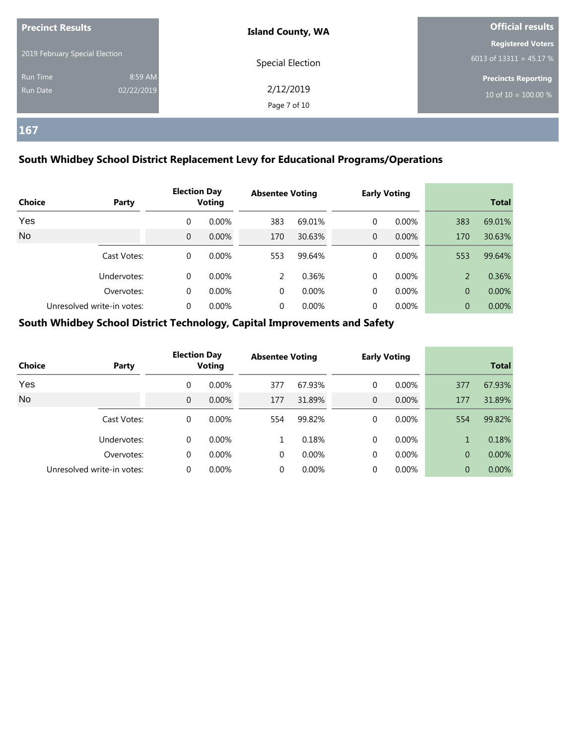**Precinct Results**

2019 February Special Election

Run Time 8:59 AM

Run Date 02/22/2019

**Island County, WA**

Special Election

2/12/2019

**Official results**

**Registered Voters**

6013 of 13311 = 45.17 %

**Precincts Reporting**

10 of 10 = 100.00 %

## 167

### South Whidbey School District Replacement Levy for Educational Programs/Operations

| Choice | Party | Election Day Voting | | Absentee Voting | | Early Voting | | Total | |
|---|---|---|---|---|---|---|---|---|---|
| Yes | | 0 | 0.00% | 383 | 69.01% | 0 | 0.00% | 383 | 69.01% |
| No | | 0 | 0.00% | 170 | 30.63% | 0 | 0.00% | 170 | 30.63% |
| | Cast Votes: | 0 | 0.00% | 553 | 99.64% | 0 | 0.00% | 553 | 99.64% |
| | Undervotes: | 0 | 0.00% | 2 | 0.36% | 0 | 0.00% | 2 | 0.36% |
| | Overvotes: | 0 | 0.00% | 0 | 0.00% | 0 | 0.00% | 0 | 0.00% |
| | Unresolved write-in votes: | 0 | 0.00% | 0 | 0.00% | 0 | 0.00% | 0 | 0.00% |

### South Whidbey School District Technology, Capital Improvements and Safety

| Choice | Party | Election Day Voting | | Absentee Voting | | Early Voting | | Total | |
|---|---|---|---|---|---|---|---|---|---|
| Yes | | 0 | 0.00% | 377 | 67.93% | 0 | 0.00% | 377 | 67.93% |
| No | | 0 | 0.00% | 177 | 31.89% | 0 | 0.00% | 177 | 31.89% |
| | Cast Votes: | 0 | 0.00% | 554 | 99.82% | 0 | 0.00% | 554 | 99.82% |
| | Undervotes: | 0 | 0.00% | 1 | 0.18% | 0 | 0.00% | 1 | 0.18% |
| | Overvotes: | 0 | 0.00% | 0 | 0.00% | 0 | 0.00% | 0 | 0.00% |
| | Unresolved write-in votes: | 0 | 0.00% | 0 | 0.00% | 0 | 0.00% | 0 | 0.00% |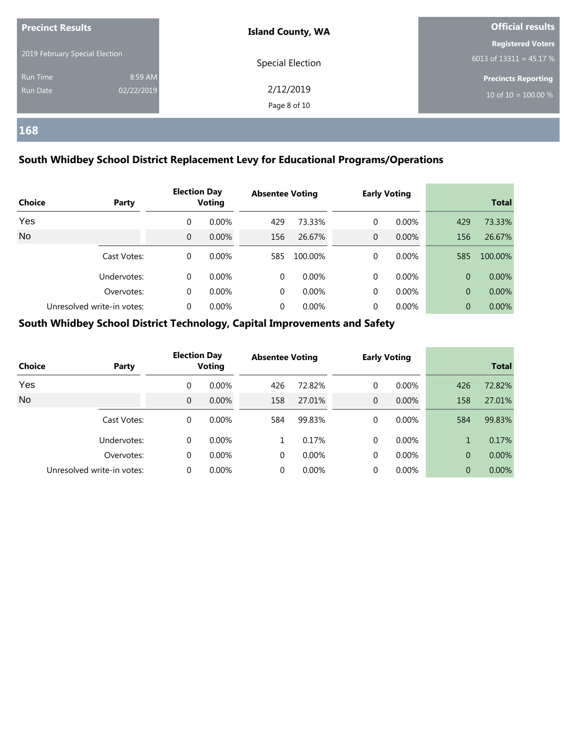| Precinct Results | Island County, WA | Official results |
|---|---|---|
| 2019 February Special Election | Special Election | Registered Voters 6013 of 13311 = 45.17 % |
| Run Time 8:59 AM | 2/12/2019 | Precincts Reporting 10 of 10 = 100.00 % |
| Run Date 02/22/2019 | | |

## 168

### South Whidbey School District Replacement Levy for Educational Programs/Operations

| Choice | Party | Election Day Voting | | Absentee Voting | | Early Voting | | Total | |
|---|---|---|---|---|---|---|---|---|---|
| Yes | | 0 | 0.00% | 429 | 73.33% | 0 | 0.00% | 429 | 73.33% |
| No | | 0 | 0.00% | 156 | 26.67% | 0 | 0.00% | 156 | 26.67% |
| | Cast Votes: | 0 | 0.00% | 585 | 100.00% | 0 | 0.00% | 585 | 100.00% |
| | Undervotes: | 0 | 0.00% | 0 | 0.00% | 0 | 0.00% | 0 | 0.00% |
| | Overvotes: | 0 | 0.00% | 0 | 0.00% | 0 | 0.00% | 0 | 0.00% |
| | Unresolved write-in votes: | 0 | 0.00% | 0 | 0.00% | 0 | 0.00% | 0 | 0.00% |

### South Whidbey School District Technology, Capital Improvements and Safety

| Choice | Party | Election Day Voting | | Absentee Voting | | Early Voting | | Total | |
|---|---|---|---|---|---|---|---|---|---|
| Yes | | 0 | 0.00% | 426 | 72.82% | 0 | 0.00% | 426 | 72.82% |
| No | | 0 | 0.00% | 158 | 27.01% | 0 | 0.00% | 158 | 27.01% |
| | Cast Votes: | 0 | 0.00% | 584 | 99.83% | 0 | 0.00% | 584 | 99.83% |
| | Undervotes: | 0 | 0.00% | 1 | 0.17% | 0 | 0.00% | 1 | 0.17% |
| | Overvotes: | 0 | 0.00% | 0 | 0.00% | 0 | 0.00% | 0 | 0.00% |
| | Unresolved write-in votes: | 0 | 0.00% | 0 | 0.00% | 0 | 0.00% | 0 | 0.00% |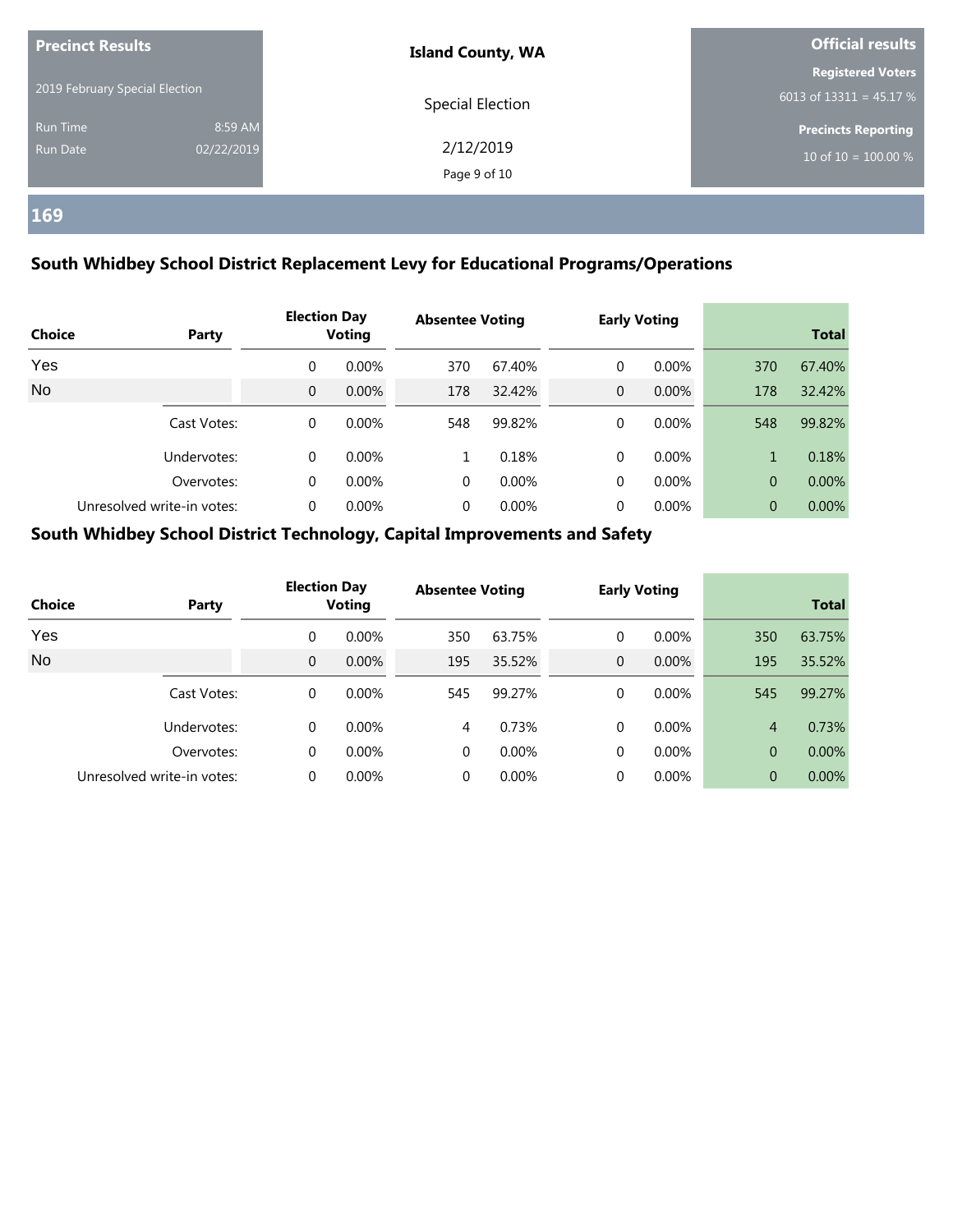| Precinct Results | Island County, WA | Official results |
|---|---|---|
| 2019 February Special Election | Special Election | Registered Voters 6013 of 13311 = 45.17 % |
| Run Time 8:59 AM | 2/12/2019 | Precincts Reporting |
| Run Date 02/22/2019 | | 10 of 10 = 100.00 % |

## 169

### South Whidbey School District Replacement Levy for Educational Programs/Operations

| Choice | Party | Election Day Voting | | Absentee Voting | | Early Voting | | Total | |
|---|---|---|---|---|---|---|---|---|---|
| Yes | | 0 | 0.00% | 370 | 67.40% | 0 | 0.00% | 370 | 67.40% |
| No | | 0 | 0.00% | 178 | 32.42% | 0 | 0.00% | 178 | 32.42% |
| | Cast Votes: | 0 | 0.00% | 548 | 99.82% | 0 | 0.00% | 548 | 99.82% |
| | Undervotes: | 0 | 0.00% | 1 | 0.18% | 0 | 0.00% | 1 | 0.18% |
| | Overvotes: | 0 | 0.00% | 0 | 0.00% | 0 | 0.00% | 0 | 0.00% |
| | Unresolved write-in votes: | 0 | 0.00% | 0 | 0.00% | 0 | 0.00% | 0 | 0.00% |

### South Whidbey School District Technology, Capital Improvements and Safety

| Choice | Party | Election Day Voting | | Absentee Voting | | Early Voting | | Total | |
|---|---|---|---|---|---|---|---|---|---|
| Yes | | 0 | 0.00% | 350 | 63.75% | 0 | 0.00% | 350 | 63.75% |
| No | | 0 | 0.00% | 195 | 35.52% | 0 | 0.00% | 195 | 35.52% |
| | Cast Votes: | 0 | 0.00% | 545 | 99.27% | 0 | 0.00% | 545 | 99.27% |
| | Undervotes: | 0 | 0.00% | 4 | 0.73% | 0 | 0.00% | 4 | 0.73% |
| | Overvotes: | 0 | 0.00% | 0 | 0.00% | 0 | 0.00% | 0 | 0.00% |
| | Unresolved write-in votes: | 0 | 0.00% | 0 | 0.00% | 0 | 0.00% | 0 | 0.00% |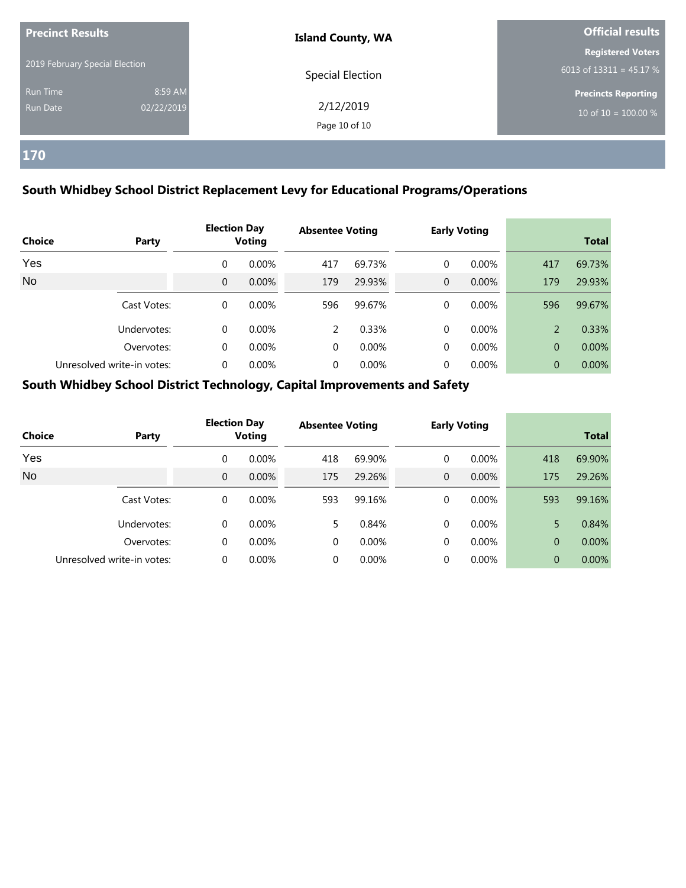| Precinct Results | Island County, WA | Official results |
|---|---|---|
| 2019 February Special Election | Special Election | Registered Voters |
| Run Time 8:59 AM | 2/12/2019 | 6013 of 13311 = 45.17 % |
| Run Date 02/22/2019 | | Precincts Reporting |
| | | 10 of 10 = 100.00 % |

## 170

### South Whidbey School District Replacement Levy for Educational Programs/Operations

| Choice | Party | Election Day Voting | | Absentee Voting | | Early Voting | | Total | |
|---|---|---|---|---|---|---|---|---|---|
| Yes | | 0 | 0.00% | 417 | 69.73% | 0 | 0.00% | 417 | 69.73% |
| No | | 0 | 0.00% | 179 | 29.93% | 0 | 0.00% | 179 | 29.93% |
| | Cast Votes: | 0 | 0.00% | 596 | 99.67% | 0 | 0.00% | 596 | 99.67% |
| | Undervotes: | 0 | 0.00% | 2 | 0.33% | 0 | 0.00% | 2 | 0.33% |
| | Overvotes: | 0 | 0.00% | 0 | 0.00% | 0 | 0.00% | 0 | 0.00% |
| | Unresolved write-in votes: | 0 | 0.00% | 0 | 0.00% | 0 | 0.00% | 0 | 0.00% |

### South Whidbey School District Technology, Capital Improvements and Safety

| Choice | Party | Election Day Voting | | Absentee Voting | | Early Voting | | Total | |
|---|---|---|---|---|---|---|---|---|---|
| Yes | | 0 | 0.00% | 418 | 69.90% | 0 | 0.00% | 418 | 69.90% |
| No | | 0 | 0.00% | 175 | 29.26% | 0 | 0.00% | 175 | 29.26% |
| | Cast Votes: | 0 | 0.00% | 593 | 99.16% | 0 | 0.00% | 593 | 99.16% |
| | Undervotes: | 0 | 0.00% | 5 | 0.84% | 0 | 0.00% | 5 | 0.84% |
| | Overvotes: | 0 | 0.00% | 0 | 0.00% | 0 | 0.00% | 0 | 0.00% |
| | Unresolved write-in votes: | 0 | 0.00% | 0 | 0.00% | 0 | 0.00% | 0 | 0.00% |